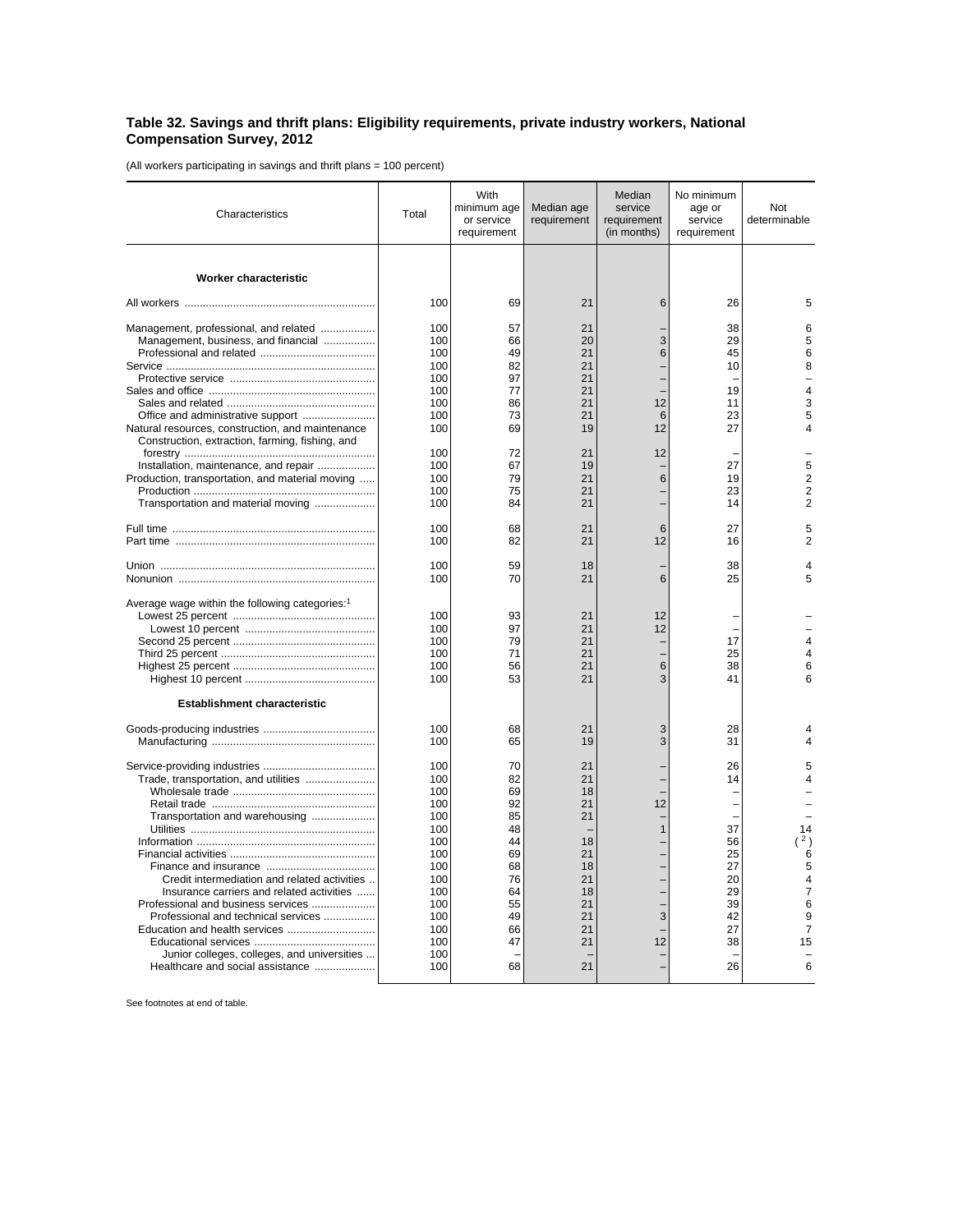**Table 32. Savings and thrift plans: Eligibility requirements, private industry workers, National Compensation Survey, 2012**

(All workers participating in savings and thrift plans = 100 percent)

| Characteristics | Total | With minimum age or service requirement | Median age requirement | Median service requirement (in months) | No minimum age or service requirement | Not determinable |
|---|---|---|---|---|---|---|
| **Worker characteristic** | | | | | | |
| All workers | 100 | 69 | 21 | 6 | 26 | 5 |
| Management, professional, and related | 100 | 57 | 21 | – | 38 | 6 |
| Management, business, and financial | 100 | 66 | 20 | 3 | 29 | 5 |
| Professional and related | 100 | 49 | 21 | 6 | 45 | 6 |
| Service | 100 | 82 | 21 | – | 10 | 8 |
| Protective service | 100 | 97 | 21 | – | – | – |
| Sales and office | 100 | 77 | 21 | – | 19 | 4 |
| Sales and related | 100 | 86 | 21 | 12 | 11 | 3 |
| Office and administrative support | 100 | 73 | 21 | 6 | 23 | 5 |
| Natural resources, construction, and maintenance | 100 | 69 | 19 | 12 | 27 | 4 |
| Construction, extraction, farming, fishing, and forestry | 100 | 72 | 21 | 12 | – | – |
| Installation, maintenance, and repair | 100 | 67 | 19 | – | 27 | 5 |
| Production, transportation, and material moving | 100 | 79 | 21 | 6 | 19 | 2 |
| Production | 100 | 75 | 21 | – | 23 | 2 |
| Transportation and material moving | 100 | 84 | 21 | – | 14 | 2 |
| Full time | 100 | 68 | 21 | 6 | 27 | 5 |
| Part time | 100 | 82 | 21 | 12 | 16 | 2 |
| Union | 100 | 59 | 18 | – | 38 | 4 |
| Nonunion | 100 | 70 | 21 | 6 | 25 | 5 |
| Average wage within the following categories:[1] | | | | | | |
| Lowest 25 percent | 100 | 93 | 21 | 12 | – | – |
| Lowest 10 percent | 100 | 97 | 21 | 12 | – | – |
| Second 25 percent | 100 | 79 | 21 | – | 17 | 4 |
| Third 25 percent | 100 | 71 | 21 | – | 25 | 4 |
| Highest 25 percent | 100 | 56 | 21 | 6 | 38 | 6 |
| Highest 10 percent | 100 | 53 | 21 | 3 | 41 | 6 |
| **Establishment characteristic** | | | | | | |
| Goods-producing industries | 100 | 68 | 21 | 3 | 28 | 4 |
| Manufacturing | 100 | 65 | 19 | 3 | 31 | 4 |
| Service-providing industries | 100 | 70 | 21 | – | 26 | 5 |
| Trade, transportation, and utilities | 100 | 82 | 21 | – | 14 | 4 |
| Wholesale trade | 100 | 69 | 18 | – | – | – |
| Retail trade | 100 | 92 | 21 | 12 | – | – |
| Transportation and warehousing | 100 | 85 | 21 | – | – | – |
| Utilities | 100 | 48 | – | 1 | 37 | 14 |
| Information | 100 | 44 | 18 | – | 56 | ( [2] ) |
| Financial activities | 100 | 69 | 21 | – | 25 | 6 |
| Finance and insurance | 100 | 68 | 18 | – | 27 | 5 |
| Credit intermediation and related activities | 100 | 76 | 21 | – | 20 | 4 |
| Insurance carriers and related activities | 100 | 64 | 18 | – | 29 | 7 |
| Professional and business services | 100 | 55 | 21 | – | 39 | 6 |
| Professional and technical services | 100 | 49 | 21 | 3 | 42 | 9 |
| Education and health services | 100 | 66 | 21 | – | 27 | 7 |
| Educational services | 100 | 47 | 21 | 12 | 38 | 15 |
| Junior colleges, colleges, and universities | 100 | – | – | – | – | – |
| Healthcare and social assistance | 100 | 68 | 21 | – | 26 | 6 |

See footnotes at end of table.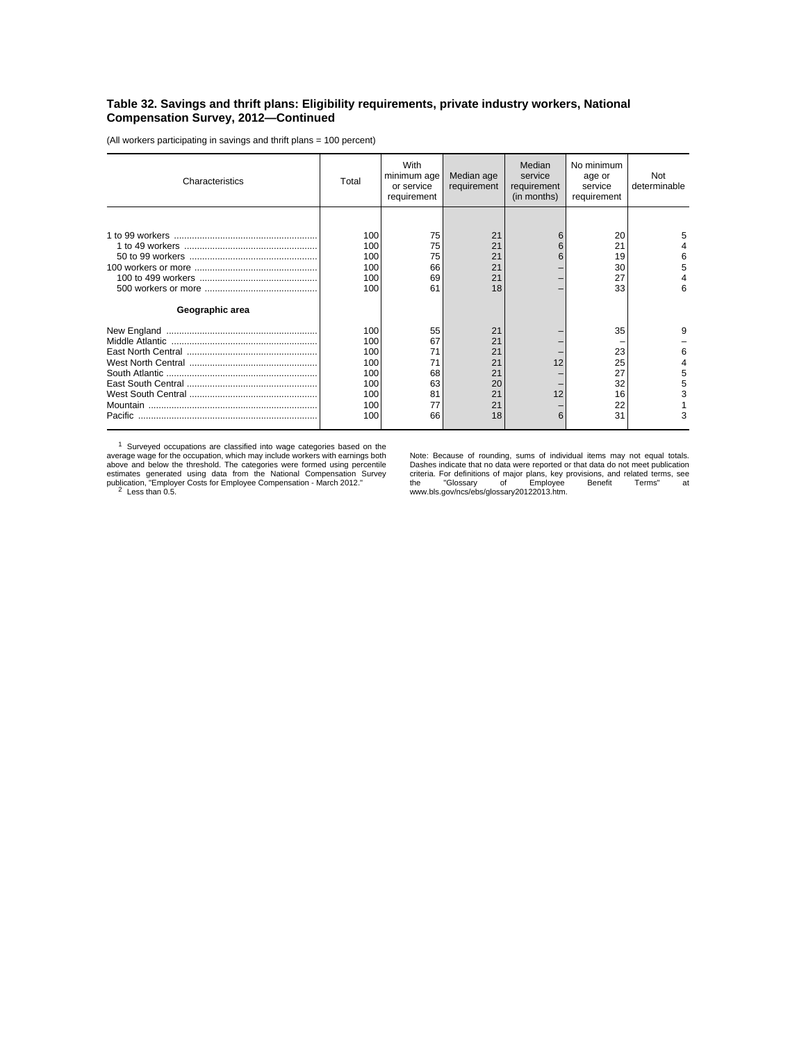**Table 32. Savings and thrift plans: Eligibility requirements, private industry workers, National Compensation Survey, 2012—Continued**

(All workers participating in savings and thrift plans = 100 percent)

| Characteristics | Total | With minimum age or service requirement | Median age requirement | Median service requirement (in months) | No minimum age or service requirement | Not determinable |
|---|---|---|---|---|---|---|
| 1 to 99 workers | 100 | 75 | 21 | 6 | 20 | 5 |
| 1 to 49 workers | 100 | 75 | 21 | 6 | 21 | 4 |
| 50 to 99 workers | 100 | 75 | 21 | 6 | 19 | 6 |
| 100 workers or more | 100 | 66 | 21 | – | 30 | 5 |
| 100 to 499 workers | 100 | 69 | 21 | – | 27 | 4 |
| 500 workers or more | 100 | 61 | 18 | – | 33 | 6 |
| **Geographic area** | | | | | | |
| New England | 100 | 55 | 21 | – | 35 | 9 |
| Middle Atlantic | 100 | 67 | 21 | – | – | – |
| East North Central | 100 | 71 | 21 | – | 23 | 6 |
| West North Central | 100 | 71 | 21 | 12 | 25 | 4 |
| South Atlantic | 100 | 68 | 21 | – | 27 | 5 |
| East South Central | 100 | 63 | 20 | – | 32 | 5 |
| West South Central | 100 | 81 | 21 | 12 | 16 | 3 |
| Mountain | 100 | 77 | 21 | – | 22 | 1 |
| Pacific | 100 | 66 | 18 | 6 | 31 | 3 |

[1] Surveyed occupations are classified into wage categories based on the average wage for the occupation, which may include workers with earnings both above and below the threshold. The categories were formed using percentile estimates generated using data from the National Compensation Survey publication, "Employer Costs for Employee Compensation - March 2012."

[2] Less than 0.5.

Note: Because of rounding, sums of individual items may not equal totals. Dashes indicate that no data were reported or that data do not meet publication criteria. For definitions of major plans, key provisions, and related terms, see the "Glossary of Employee Benefit Terms" at www.bls.gov/ncs/ebs/glossary20122013.htm.